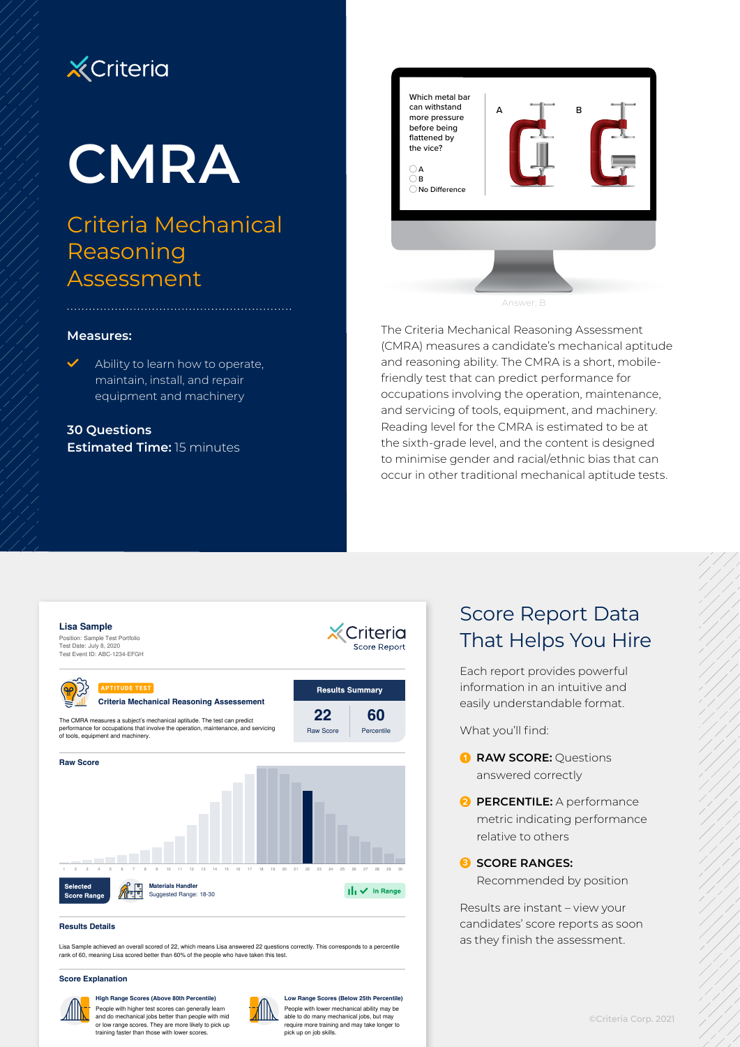Criteria

# CMRA

## Criteria Mechanical Reasoning Assessment

**Measures:**

- Ability to learn how to operate, maintain, install, and repair equipment and machinery

**30 Questions**
**Estimated Time:** 15 minutes

Which metal bar can withstand more pressure before being flattened by the vice?

- A
- B
- No Difference

Answer: B

The Criteria Mechanical Reasoning Assessment (CMRA) measures a candidate's mechanical aptitude and reasoning ability. The CMRA is a short, mobile-friendly test that can predict performance for occupations involving the operation, maintenance, and servicing of tools, equipment, and machinery. Reading level for the CMRA is estimated to be at the sixth-grade level, and the content is designed to minimise gender and racial/ethnic bias that can occur in other traditional mechanical aptitude tests.

**Lisa Sample**
Position: Sample Test Portfolio
Test Date: July 8, 2020
Test Event ID: ABC-1234-EFGH

Criteria Score Report

APTITUDE TEST
**Criteria Mechanical Reasoning Assessement**

The CMRA measures a subject's mechanical aptitude. The test can predict performance for occupations that involve the operation, maintenance, and servicing of tools, equipment and machinery.

| Results Summary | |
|---|---|
| 22 | 60 |
| Raw Score | Percentile |

**Raw Score**

Selected Score Range — Materials Handler, Suggested Range: 18-30 — In Range

**Results Details**

Lisa Sample achieved an overall scored of 22, which means Lisa answered 22 questions correctly. This corresponds to a percentile rank of 60, meaning Lisa scored better than 60% of the people who have taken this test.

**Score Explanation**

**High Range Scores (Above 80th Percentile)**
People with higher test scores can generally learn and do mechanical jobs better than people with mid or low range scores. They are more likely to pick up training faster than those with lower scores.

**Low Range Scores (Below 25th Percentile)**
People with lower mechanical ability may be able to do many mechanical jobs, but may require more training and may take longer to pick up on job skills.

## Score Report Data That Helps You Hire

Each report provides powerful information in an intuitive and easily understandable format.

What you'll find:

1. **RAW SCORE:** Questions answered correctly
2. **PERCENTILE:** A performance metric indicating performance relative to others
3. **SCORE RANGES:** Recommended by position

Results are instant – view your candidates' score reports as soon as they finish the assessment.

©Criteria Corp. 2021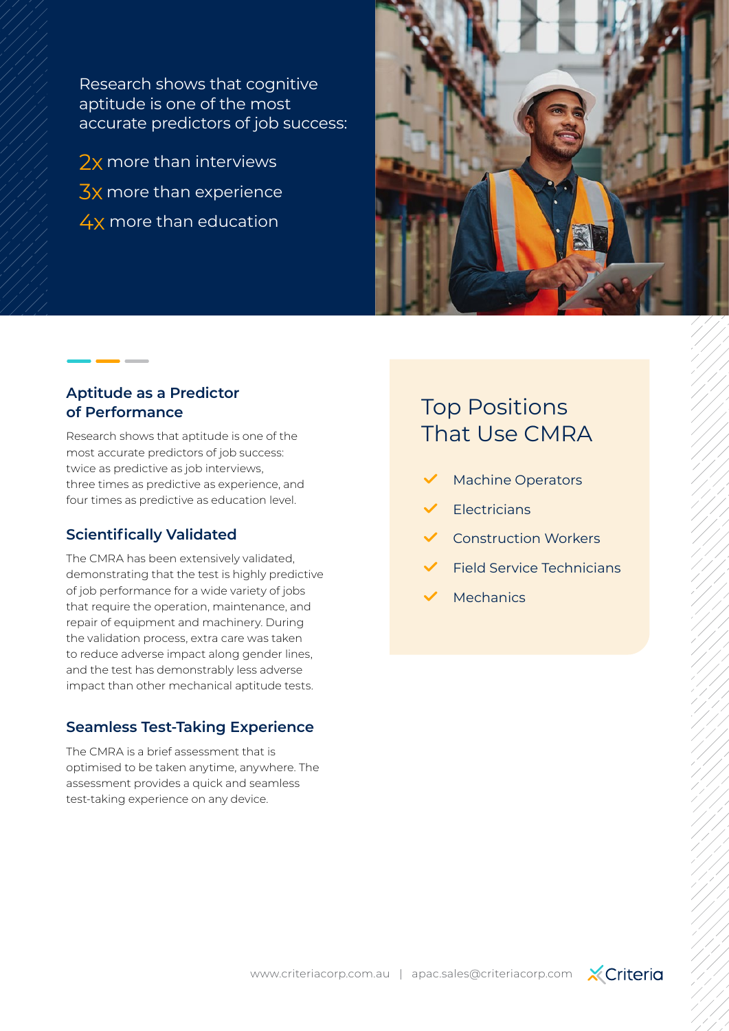Research shows that cognitive aptitude is one of the most accurate predictors of job success:

2x more than interviews

3x more than experience

4x more than education

### Aptitude as a Predictor of Performance

Research shows that aptitude is one of the most accurate predictors of job success: twice as predictive as job interviews, three times as predictive as experience, and four times as predictive as education level.

### Scientifically Validated

The CMRA has been extensively validated, demonstrating that the test is highly predictive of job performance for a wide variety of jobs that require the operation, maintenance, and repair of equipment and machinery. During the validation process, extra care was taken to reduce adverse impact along gender lines, and the test has demonstrably less adverse impact than other mechanical aptitude tests.

### Seamless Test-Taking Experience

The CMRA is a brief assessment that is optimised to be taken anytime, anywhere. The assessment provides a quick and seamless test-taking experience on any device.

## Top Positions That Use CMRA

- Machine Operators
- Electricians
- Construction Workers
- Field Service Technicians
- Mechanics

www.criteriacorp.com.au | apac.sales@criteriacorp.com

Criteria